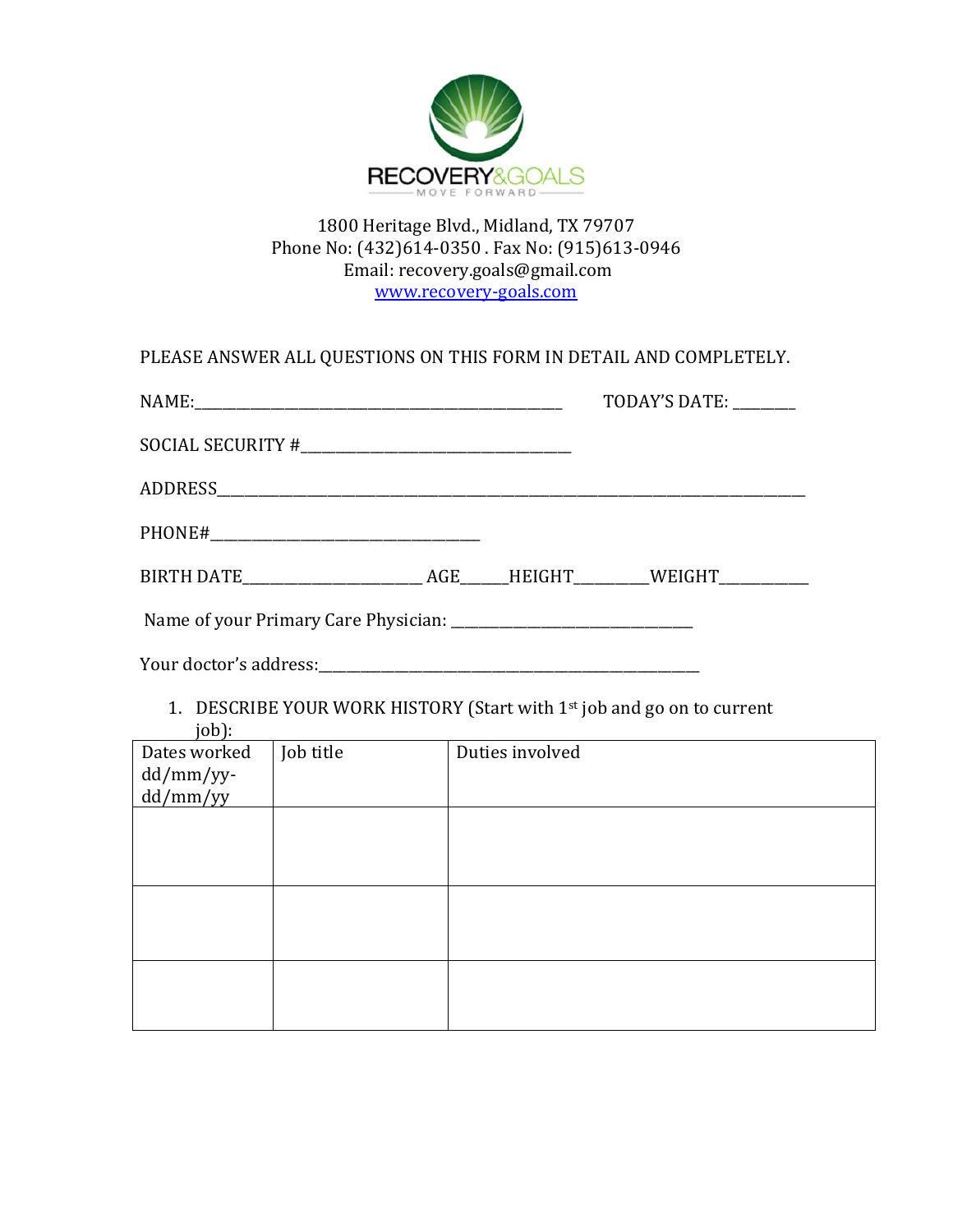RECOVERY&GOALS

MOVE FORWARD

1800 Heritage Blvd., Midland, TX 79707
Phone No: (432)614-0350 . Fax No: (915)613-0946
Email: recovery.goals@gmail.com
www.recovery-goals.com

PLEASE ANSWER ALL QUESTIONS ON THIS FORM IN DETAIL AND COMPLETELY.

NAME:______________________________________________ TODAY'S DATE: ________

SOCIAL SECURITY #________________________________

ADDRESS_____________________________________________________________________________

PHONE#________________________________

BIRTH DATE_____________________ AGE_____HEIGHT________WEIGHT__________

Name of your Primary Care Physician: ____________________________

Your doctor's address:_________________________________________________

1. DESCRIBE YOUR WORK HISTORY (Start with 1st job and go on to current job):

| Dates worked dd/mm/yy-dd/mm/yy | Job title | Duties involved |
|---|---|---|
| | | |
| | | |
| | | |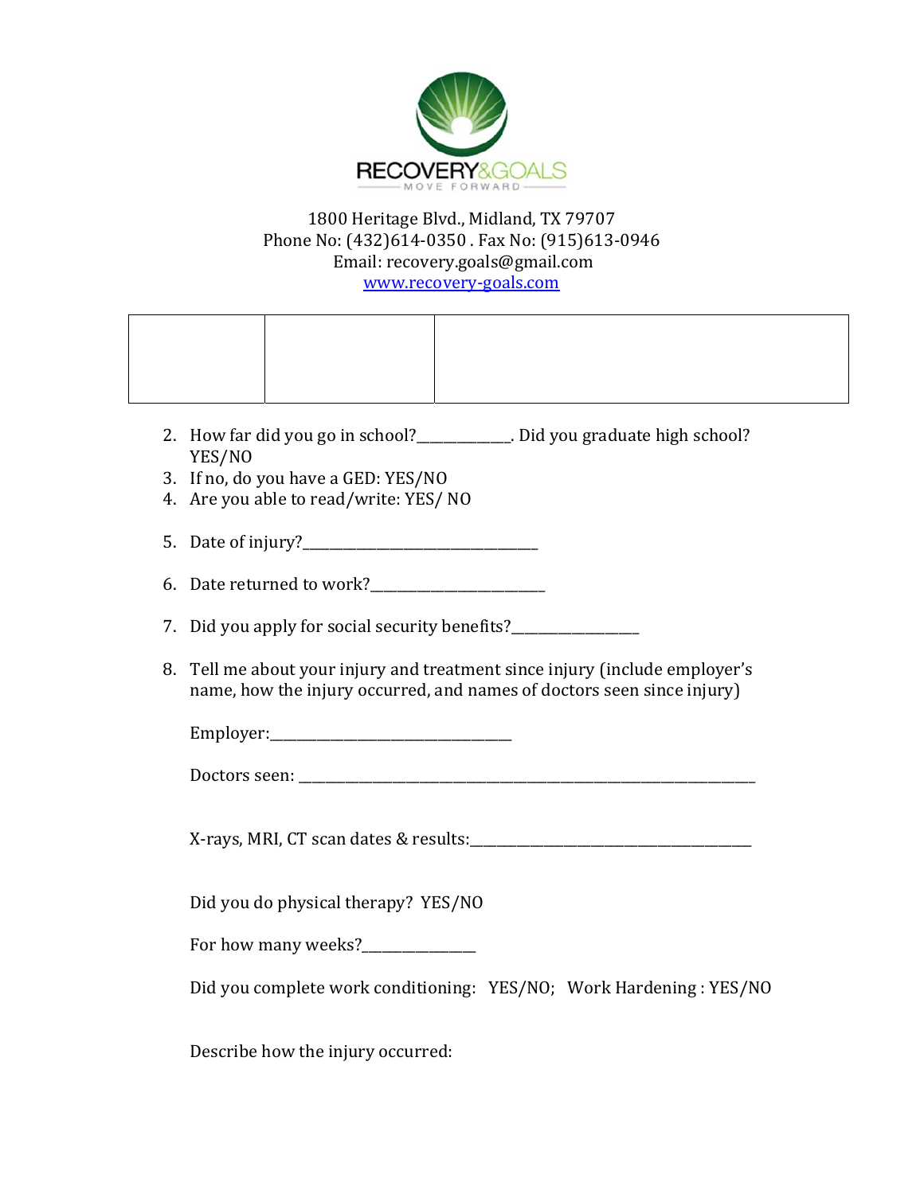RECOVERY&GOALS

MOVE FORWARD

1800 Heritage Blvd., Midland, TX 79707
Phone No: (432)614-0350 . Fax No: (915)613-0946
Email: recovery.goals@gmail.com
www.recovery-goals.com

| | | |
|---|---|---|
| | | |

2. How far did you go in school?____________. Did you graduate high school? YES/NO
3. If no, do you have a GED: YES/NO
4. Are you able to read/write: YES/ NO
5. Date of injury?_______________________________
6. Date returned to work?_______________________
7. Did you apply for social security benefits?________________
8. Tell me about your injury and treatment since injury (include employer's name, how the injury occurred, and names of doctors seen since injury)

   Employer:________________________________

   Doctors seen: ____________________________________________________________

   X-rays, MRI, CT scan dates & results:_____________________________________

   Did you do physical therapy? YES/NO

   For how many weeks?______________

   Did you complete work conditioning: YES/NO; Work Hardening : YES/NO

   Describe how the injury occurred: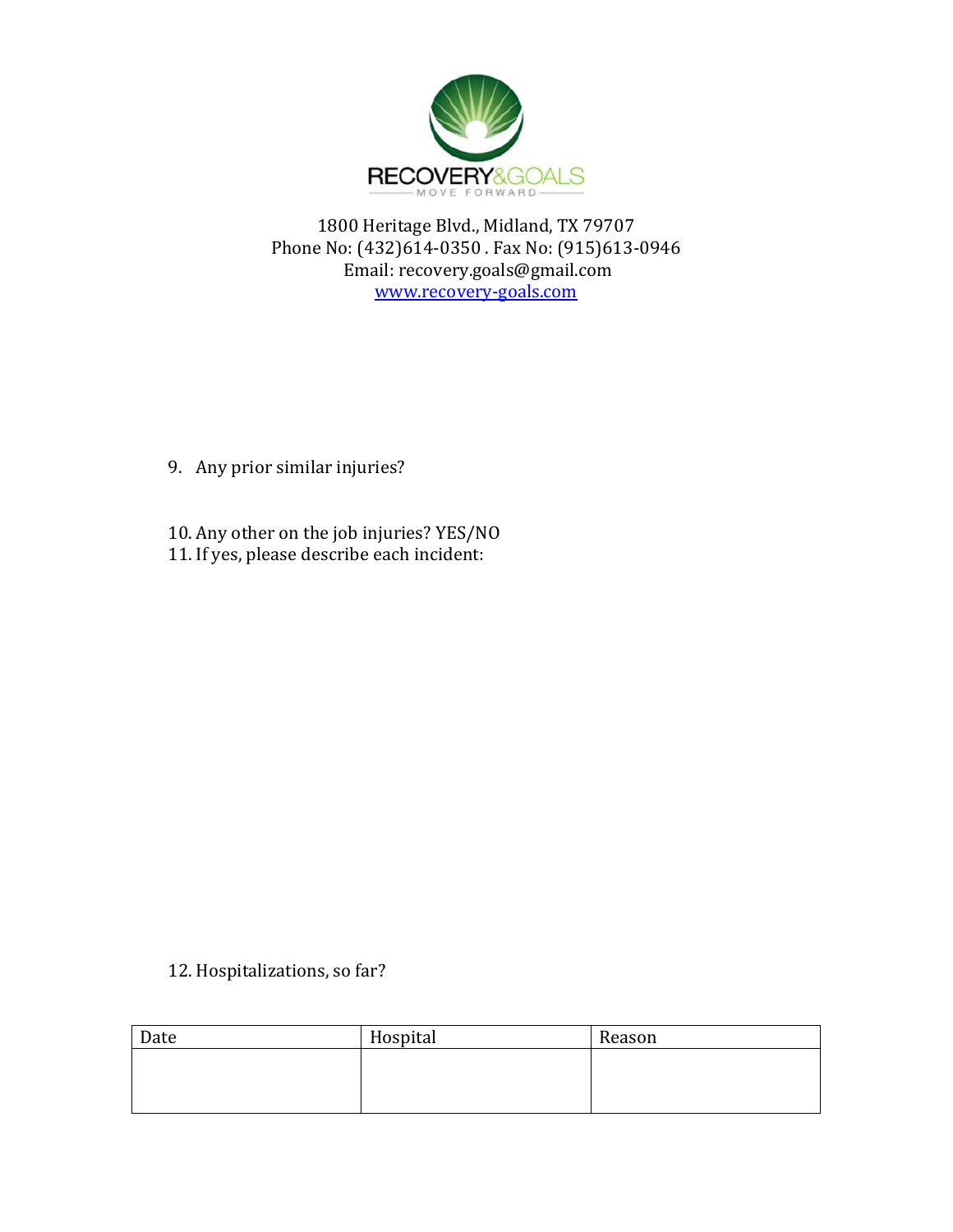RECOVERY&GOALS

MOVE FORWARD

1800 Heritage Blvd., Midland, TX 79707
Phone No: (432)614-0350 . Fax No: (915)613-0946
Email: recovery.goals@gmail.com
www.recovery-goals.com

9. Any prior similar injuries?

10. Any other on the job injuries? YES/NO
11. If yes, please describe each incident:

12. Hospitalizations, so far?

| Date | Hospital | Reason |
|---|---|---|
| | | |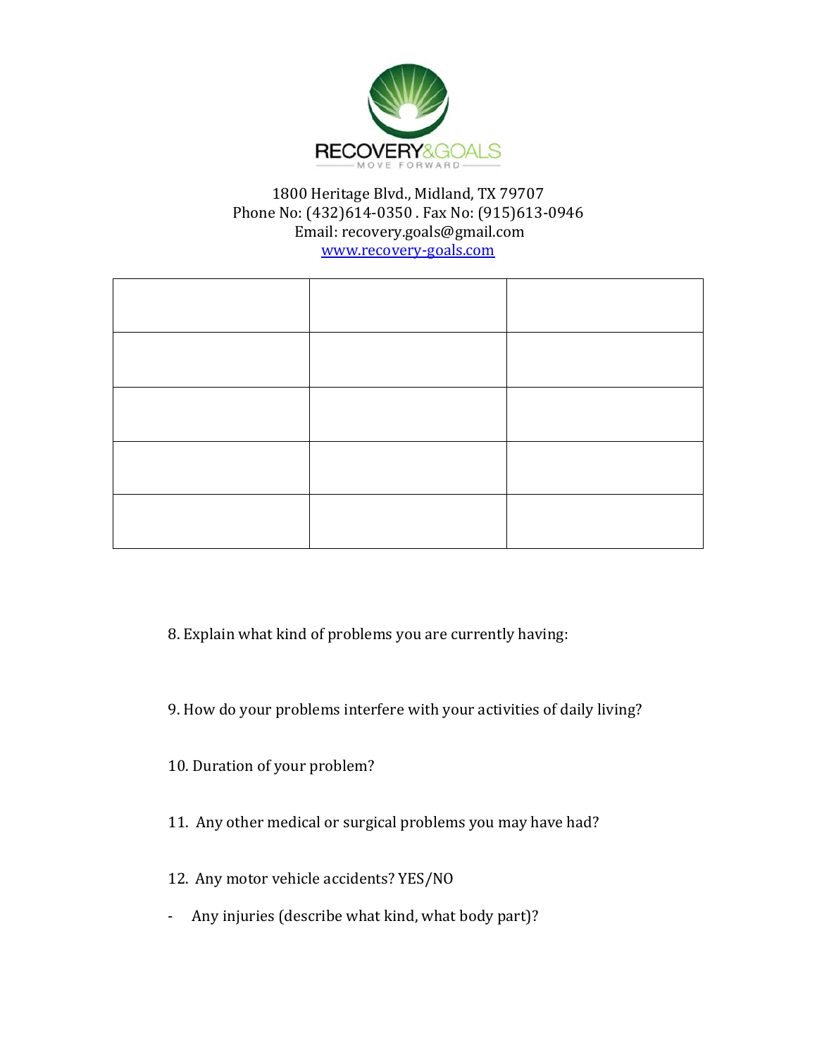RECOVERY&GOALS

MOVE FORWARD

1800 Heritage Blvd., Midland, TX 79707
Phone No: (432)614-0350 . Fax No: (915)613-0946
Email: recovery.goals@gmail.com
www.recovery-goals.com

| | | |
|---|---|---|
| | | |
| | | |
| | | |
| | | |

8. Explain what kind of problems you are currently having:

9. How do your problems interfere with your activities of daily living?

10. Duration of your problem?

11. Any other medical or surgical problems you may have had?

12. Any motor vehicle accidents? YES/NO

- Any injuries (describe what kind, what body part)?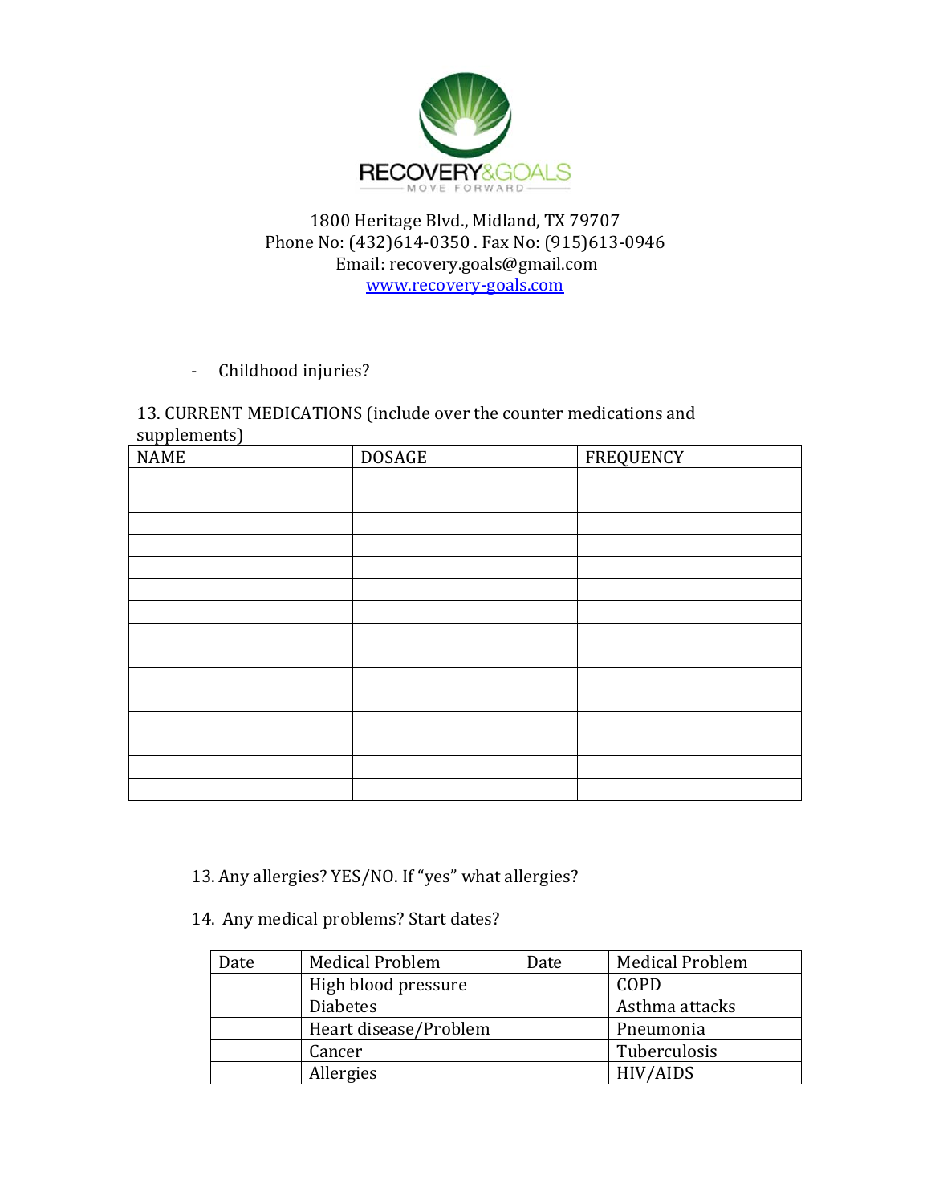RECOVERY&GOALS

MOVE FORWARD

1800 Heritage Blvd., Midland, TX 79707
Phone No: (432)614-0350 . Fax No: (915)613-0946
Email: recovery.goals@gmail.com
www.recovery-goals.com

- Childhood injuries?

13. CURRENT MEDICATIONS (include over the counter medications and supplements)

| NAME | DOSAGE | FREQUENCY |
|---|---|---|
| | | |
| | | |
| | | |
| | | |
| | | |
| | | |
| | | |
| | | |
| | | |
| | | |
| | | |
| | | |
| | | |
| | | |
| | | |

13. Any allergies? YES/NO. If "yes" what allergies?

14. Any medical problems? Start dates?

| Date | Medical Problem | Date | Medical Problem |
|---|---|---|---|
| | High blood pressure | | COPD |
| | Diabetes | | Asthma attacks |
| | Heart disease/Problem | | Pneumonia |
| | Cancer | | Tuberculosis |
| | Allergies | | HIV/AIDS |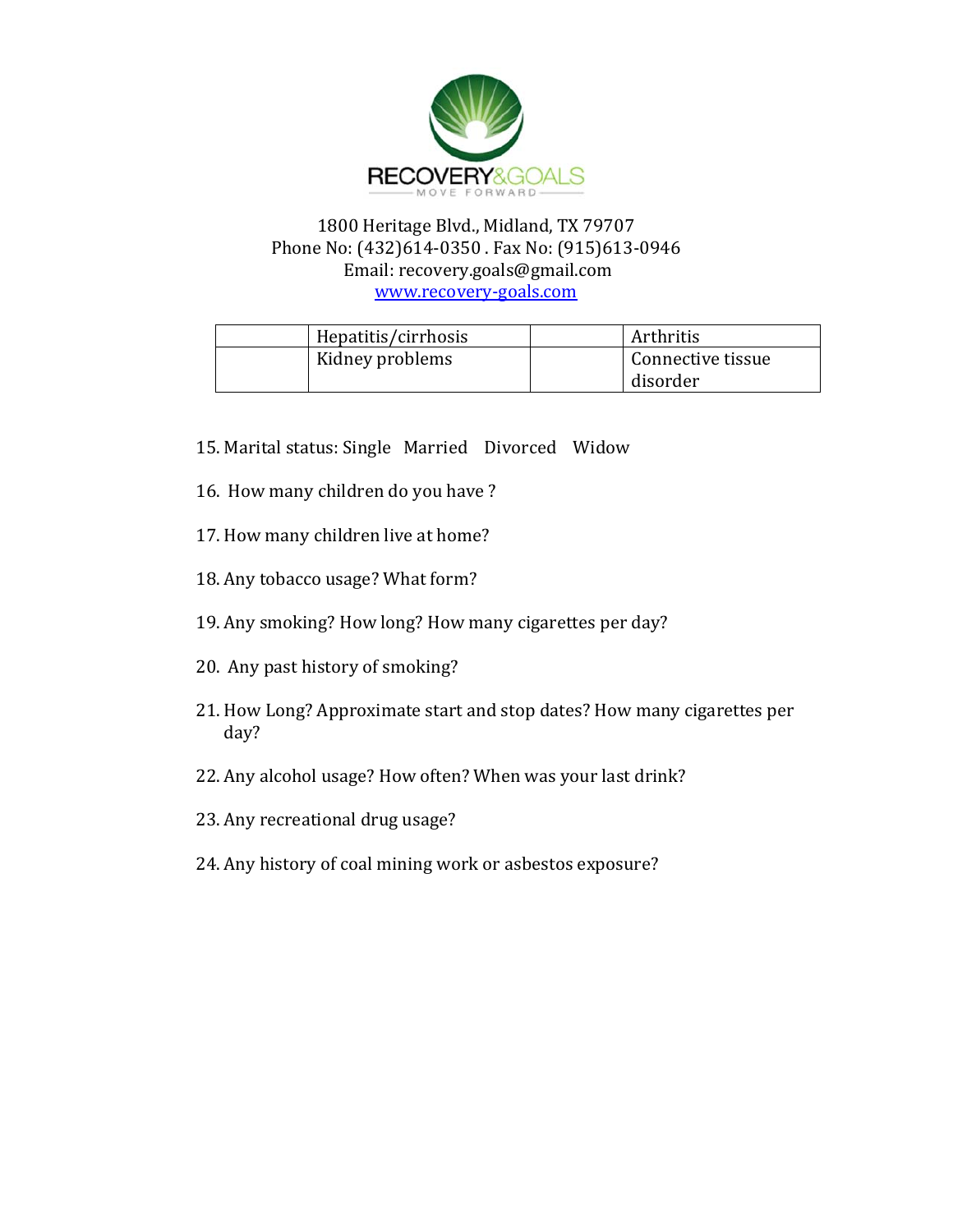RECOVERY&GOALS

MOVE FORWARD

1800 Heritage Blvd., Midland, TX 79707
Phone No: (432)614-0350 . Fax No: (915)613-0946
Email: recovery.goals@gmail.com
www.recovery-goals.com

| | | | |
|---|---|---|---|
| | Hepatitis/cirrhosis | | Arthritis |
| | Kidney problems | | Connective tissue disorder |

15. Marital status: Single Married Divorced Widow

16. How many children do you have ?

17. How many children live at home?

18. Any tobacco usage? What form?

19. Any smoking? How long? How many cigarettes per day?

20. Any past history of smoking?

21. How Long? Approximate start and stop dates? How many cigarettes per day?

22. Any alcohol usage? How often? When was your last drink?

23. Any recreational drug usage?

24. Any history of coal mining work or asbestos exposure?